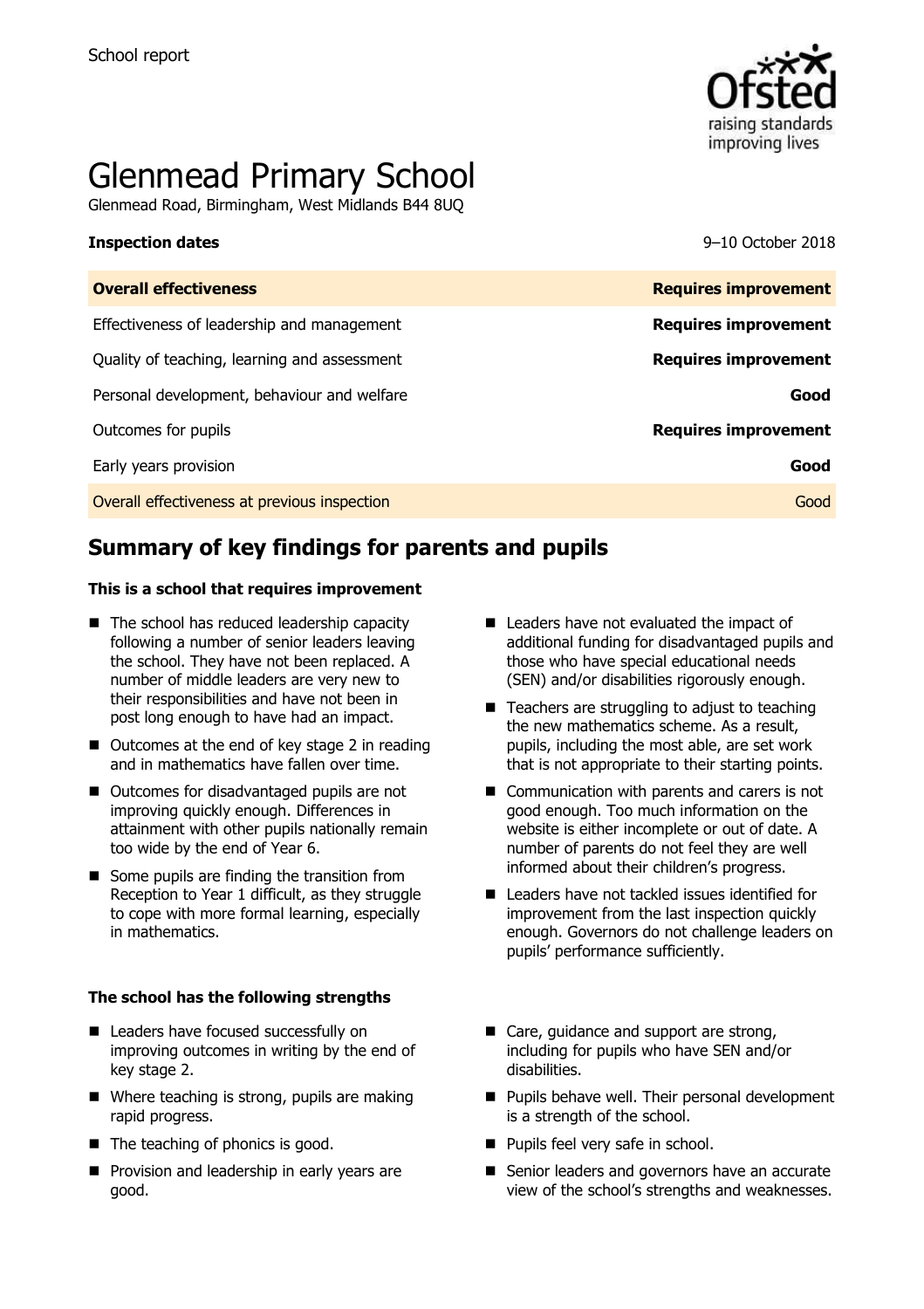School report

# Glenmead Primary School

Glenmead Road, Birmingham, West Midlands B44 8UQ

**Inspection dates** 9–10 October 2018

| **Overall effectiveness** | **Requires improvement** |
| --- | --- |
| Effectiveness of leadership and management | **Requires improvement** |
| Quality of teaching, learning and assessment | **Requires improvement** |
| Personal development, behaviour and welfare | **Good** |
| Outcomes for pupils | **Requires improvement** |
| Early years provision | **Good** |
| Overall effectiveness at previous inspection | Good |

## Summary of key findings for parents and pupils

**This is a school that requires improvement**

- The school has reduced leadership capacity following a number of senior leaders leaving the school. They have not been replaced. A number of middle leaders are very new to their responsibilities and have not been in post long enough to have had an impact.
- Outcomes at the end of key stage 2 in reading and in mathematics have fallen over time.
- Outcomes for disadvantaged pupils are not improving quickly enough. Differences in attainment with other pupils nationally remain too wide by the end of Year 6.
- Some pupils are finding the transition from Reception to Year 1 difficult, as they struggle to cope with more formal learning, especially in mathematics.
- Leaders have not evaluated the impact of additional funding for disadvantaged pupils and those who have special educational needs (SEN) and/or disabilities rigorously enough.
- Teachers are struggling to adjust to teaching the new mathematics scheme. As a result, pupils, including the most able, are set work that is not appropriate to their starting points.
- Communication with parents and carers is not good enough. Too much information on the website is either incomplete or out of date. A number of parents do not feel they are well informed about their children's progress.
- Leaders have not tackled issues identified for improvement from the last inspection quickly enough. Governors do not challenge leaders on pupils' performance sufficiently.

**The school has the following strengths**

- Leaders have focused successfully on improving outcomes in writing by the end of key stage 2.
- Where teaching is strong, pupils are making rapid progress.
- The teaching of phonics is good.
- Provision and leadership in early years are good.
- Care, guidance and support are strong, including for pupils who have SEN and/or disabilities.
- Pupils behave well. Their personal development is a strength of the school.
- Pupils feel very safe in school.
- Senior leaders and governors have an accurate view of the school's strengths and weaknesses.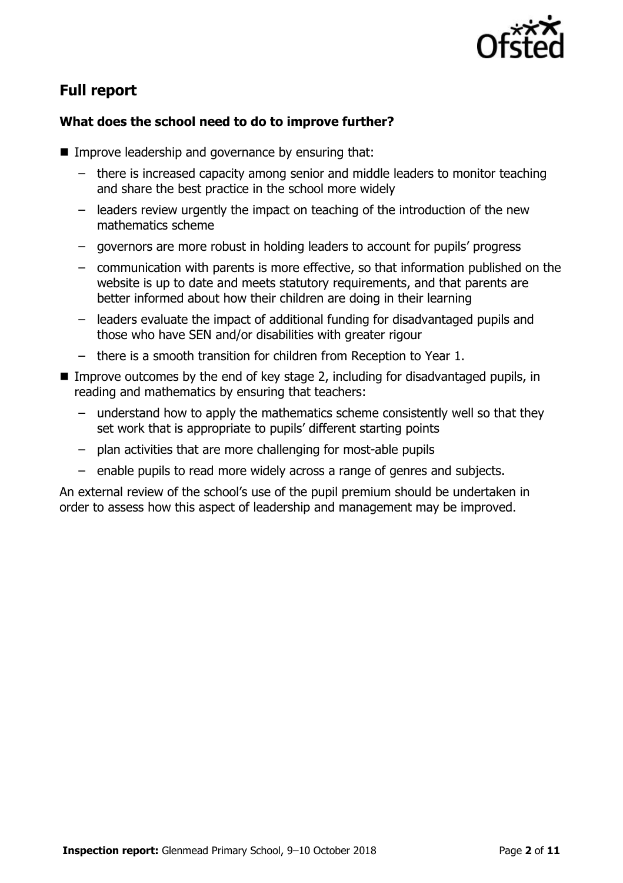## Full report

### What does the school need to do to improve further?

- Improve leadership and governance by ensuring that:
  - there is increased capacity among senior and middle leaders to monitor teaching and share the best practice in the school more widely
  - leaders review urgently the impact on teaching of the introduction of the new mathematics scheme
  - governors are more robust in holding leaders to account for pupils' progress
  - communication with parents is more effective, so that information published on the website is up to date and meets statutory requirements, and that parents are better informed about how their children are doing in their learning
  - leaders evaluate the impact of additional funding for disadvantaged pupils and those who have SEN and/or disabilities with greater rigour
  - there is a smooth transition for children from Reception to Year 1.
- Improve outcomes by the end of key stage 2, including for disadvantaged pupils, in reading and mathematics by ensuring that teachers:
  - understand how to apply the mathematics scheme consistently well so that they set work that is appropriate to pupils' different starting points
  - plan activities that are more challenging for most-able pupils
  - enable pupils to read more widely across a range of genres and subjects.

An external review of the school's use of the pupil premium should be undertaken in order to assess how this aspect of leadership and management may be improved.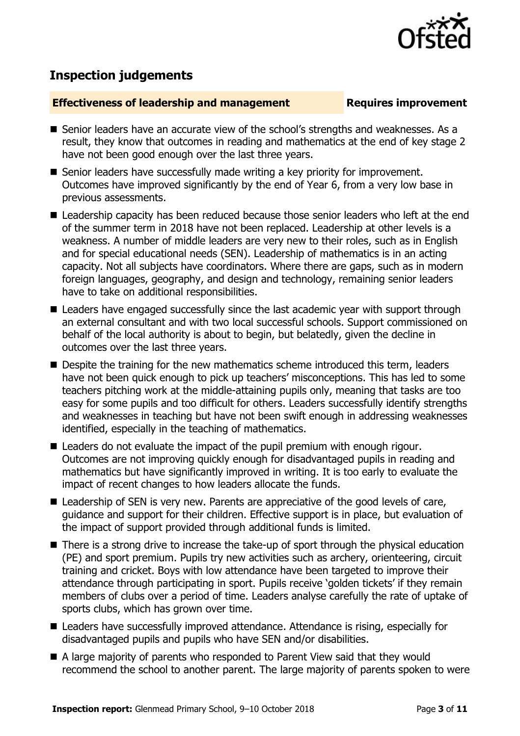## Inspection judgements

**Effectiveness of leadership and management** **Requires improvement**

- Senior leaders have an accurate view of the school's strengths and weaknesses. As a result, they know that outcomes in reading and mathematics at the end of key stage 2 have not been good enough over the last three years.
- Senior leaders have successfully made writing a key priority for improvement. Outcomes have improved significantly by the end of Year 6, from a very low base in previous assessments.
- Leadership capacity has been reduced because those senior leaders who left at the end of the summer term in 2018 have not been replaced. Leadership at other levels is a weakness. A number of middle leaders are very new to their roles, such as in English and for special educational needs (SEN). Leadership of mathematics is in an acting capacity. Not all subjects have coordinators. Where there are gaps, such as in modern foreign languages, geography, and design and technology, remaining senior leaders have to take on additional responsibilities.
- Leaders have engaged successfully since the last academic year with support through an external consultant and with two local successful schools. Support commissioned on behalf of the local authority is about to begin, but belatedly, given the decline in outcomes over the last three years.
- Despite the training for the new mathematics scheme introduced this term, leaders have not been quick enough to pick up teachers' misconceptions. This has led to some teachers pitching work at the middle-attaining pupils only, meaning that tasks are too easy for some pupils and too difficult for others. Leaders successfully identify strengths and weaknesses in teaching but have not been swift enough in addressing weaknesses identified, especially in the teaching of mathematics.
- Leaders do not evaluate the impact of the pupil premium with enough rigour. Outcomes are not improving quickly enough for disadvantaged pupils in reading and mathematics but have significantly improved in writing. It is too early to evaluate the impact of recent changes to how leaders allocate the funds.
- Leadership of SEN is very new. Parents are appreciative of the good levels of care, guidance and support for their children. Effective support is in place, but evaluation of the impact of support provided through additional funds is limited.
- There is a strong drive to increase the take-up of sport through the physical education (PE) and sport premium. Pupils try new activities such as archery, orienteering, circuit training and cricket. Boys with low attendance have been targeted to improve their attendance through participating in sport. Pupils receive 'golden tickets' if they remain members of clubs over a period of time. Leaders analyse carefully the rate of uptake of sports clubs, which has grown over time.
- Leaders have successfully improved attendance. Attendance is rising, especially for disadvantaged pupils and pupils who have SEN and/or disabilities.
- A large majority of parents who responded to Parent View said that they would recommend the school to another parent. The large majority of parents spoken to were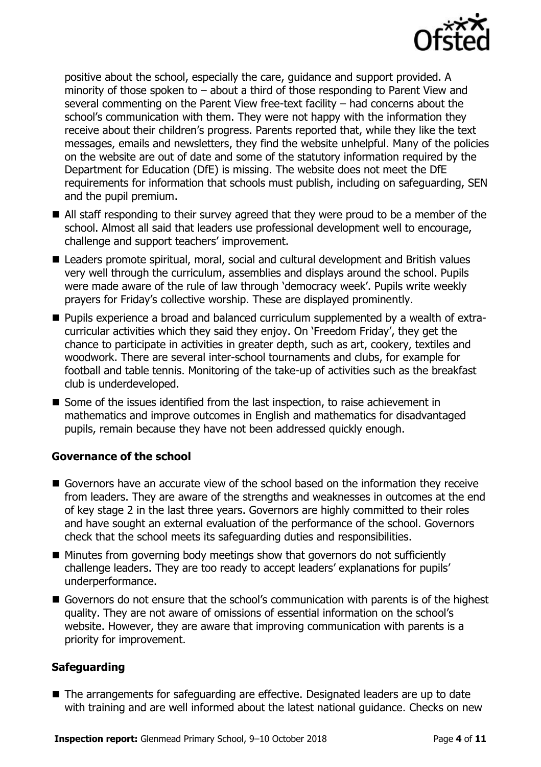positive about the school, especially the care, guidance and support provided. A minority of those spoken to – about a third of those responding to Parent View and several commenting on the Parent View free-text facility – had concerns about the school's communication with them. They were not happy with the information they receive about their children's progress. Parents reported that, while they like the text messages, emails and newsletters, they find the website unhelpful. Many of the policies on the website are out of date and some of the statutory information required by the Department for Education (DfE) is missing. The website does not meet the DfE requirements for information that schools must publish, including on safeguarding, SEN and the pupil premium.

- All staff responding to their survey agreed that they were proud to be a member of the school. Almost all said that leaders use professional development well to encourage, challenge and support teachers' improvement.
- Leaders promote spiritual, moral, social and cultural development and British values very well through the curriculum, assemblies and displays around the school. Pupils were made aware of the rule of law through 'democracy week'. Pupils write weekly prayers for Friday's collective worship. These are displayed prominently.
- Pupils experience a broad and balanced curriculum supplemented by a wealth of extra-curricular activities which they said they enjoy. On 'Freedom Friday', they get the chance to participate in activities in greater depth, such as art, cookery, textiles and woodwork. There are several inter-school tournaments and clubs, for example for football and table tennis. Monitoring of the take-up of activities such as the breakfast club is underdeveloped.
- Some of the issues identified from the last inspection, to raise achievement in mathematics and improve outcomes in English and mathematics for disadvantaged pupils, remain because they have not been addressed quickly enough.

### Governance of the school

- Governors have an accurate view of the school based on the information they receive from leaders. They are aware of the strengths and weaknesses in outcomes at the end of key stage 2 in the last three years. Governors are highly committed to their roles and have sought an external evaluation of the performance of the school. Governors check that the school meets its safeguarding duties and responsibilities.
- Minutes from governing body meetings show that governors do not sufficiently challenge leaders. They are too ready to accept leaders' explanations for pupils' underperformance.
- Governors do not ensure that the school's communication with parents is of the highest quality. They are not aware of omissions of essential information on the school's website. However, they are aware that improving communication with parents is a priority for improvement.

### Safeguarding

- The arrangements for safeguarding are effective. Designated leaders are up to date with training and are well informed about the latest national guidance. Checks on new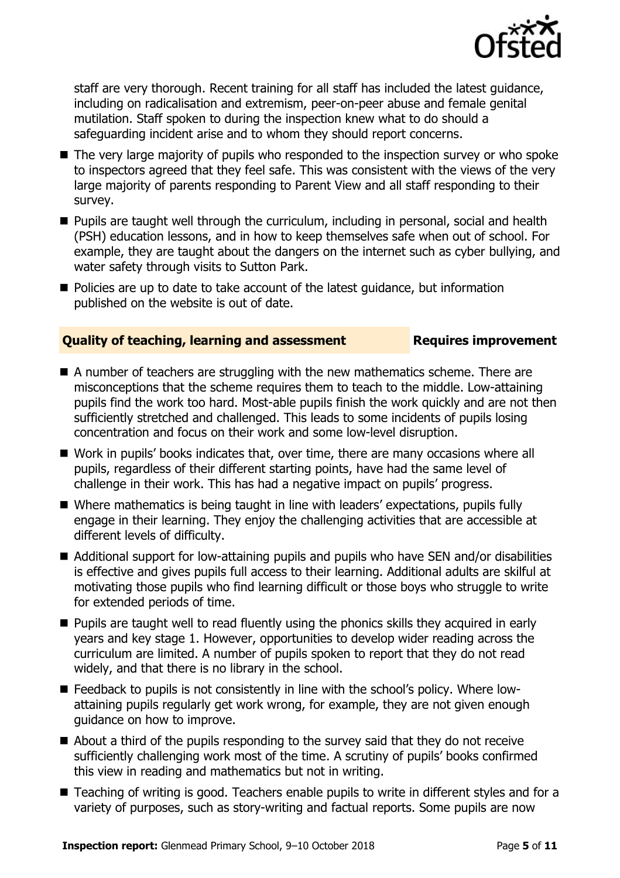staff are very thorough. Recent training for all staff has included the latest guidance, including on radicalisation and extremism, peer-on-peer abuse and female genital mutilation. Staff spoken to during the inspection knew what to do should a safeguarding incident arise and to whom they should report concerns.

- The very large majority of pupils who responded to the inspection survey or who spoke to inspectors agreed that they feel safe. This was consistent with the views of the very large majority of parents responding to Parent View and all staff responding to their survey.
- Pupils are taught well through the curriculum, including in personal, social and health (PSH) education lessons, and in how to keep themselves safe when out of school. For example, they are taught about the dangers on the internet such as cyber bullying, and water safety through visits to Sutton Park.
- Policies are up to date to take account of the latest guidance, but information published on the website is out of date.

## Quality of teaching, learning and assessment — Requires improvement

- A number of teachers are struggling with the new mathematics scheme. There are misconceptions that the scheme requires them to teach to the middle. Low-attaining pupils find the work too hard. Most-able pupils finish the work quickly and are not then sufficiently stretched and challenged. This leads to some incidents of pupils losing concentration and focus on their work and some low-level disruption.
- Work in pupils' books indicates that, over time, there are many occasions where all pupils, regardless of their different starting points, have had the same level of challenge in their work. This has had a negative impact on pupils' progress.
- Where mathematics is being taught in line with leaders' expectations, pupils fully engage in their learning. They enjoy the challenging activities that are accessible at different levels of difficulty.
- Additional support for low-attaining pupils and pupils who have SEN and/or disabilities is effective and gives pupils full access to their learning. Additional adults are skilful at motivating those pupils who find learning difficult or those boys who struggle to write for extended periods of time.
- Pupils are taught well to read fluently using the phonics skills they acquired in early years and key stage 1. However, opportunities to develop wider reading across the curriculum are limited. A number of pupils spoken to report that they do not read widely, and that there is no library in the school.
- Feedback to pupils is not consistently in line with the school's policy. Where low-attaining pupils regularly get work wrong, for example, they are not given enough guidance on how to improve.
- About a third of the pupils responding to the survey said that they do not receive sufficiently challenging work most of the time. A scrutiny of pupils' books confirmed this view in reading and mathematics but not in writing.
- Teaching of writing is good. Teachers enable pupils to write in different styles and for a variety of purposes, such as story-writing and factual reports. Some pupils are now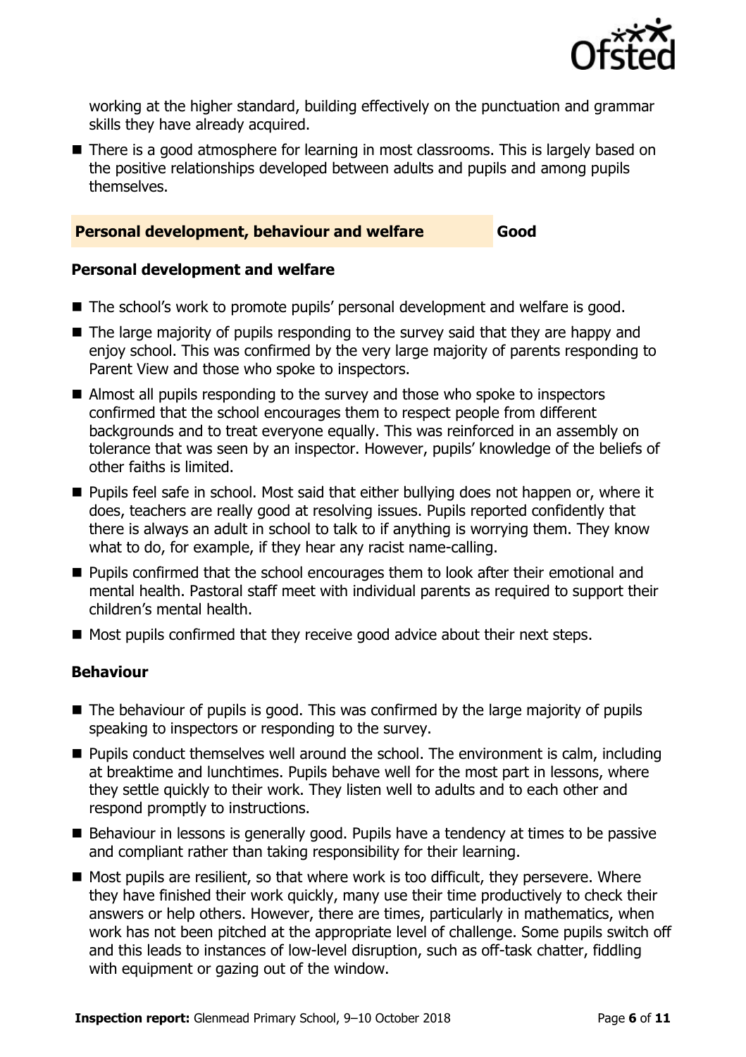working at the higher standard, building effectively on the punctuation and grammar skills they have already acquired.

- There is a good atmosphere for learning in most classrooms. This is largely based on the positive relationships developed between adults and pupils and among pupils themselves.

## Personal development, behaviour and welfare — Good

### Personal development and welfare

- The school's work to promote pupils' personal development and welfare is good.
- The large majority of pupils responding to the survey said that they are happy and enjoy school. This was confirmed by the very large majority of parents responding to Parent View and those who spoke to inspectors.
- Almost all pupils responding to the survey and those who spoke to inspectors confirmed that the school encourages them to respect people from different backgrounds and to treat everyone equally. This was reinforced in an assembly on tolerance that was seen by an inspector. However, pupils' knowledge of the beliefs of other faiths is limited.
- Pupils feel safe in school. Most said that either bullying does not happen or, where it does, teachers are really good at resolving issues. Pupils reported confidently that there is always an adult in school to talk to if anything is worrying them. They know what to do, for example, if they hear any racist name-calling.
- Pupils confirmed that the school encourages them to look after their emotional and mental health. Pastoral staff meet with individual parents as required to support their children's mental health.
- Most pupils confirmed that they receive good advice about their next steps.

### Behaviour

- The behaviour of pupils is good. This was confirmed by the large majority of pupils speaking to inspectors or responding to the survey.
- Pupils conduct themselves well around the school. The environment is calm, including at breaktime and lunchtimes. Pupils behave well for the most part in lessons, where they settle quickly to their work. They listen well to adults and to each other and respond promptly to instructions.
- Behaviour in lessons is generally good. Pupils have a tendency at times to be passive and compliant rather than taking responsibility for their learning.
- Most pupils are resilient, so that where work is too difficult, they persevere. Where they have finished their work quickly, many use their time productively to check their answers or help others. However, there are times, particularly in mathematics, when work has not been pitched at the appropriate level of challenge. Some pupils switch off and this leads to instances of low-level disruption, such as off-task chatter, fiddling with equipment or gazing out of the window.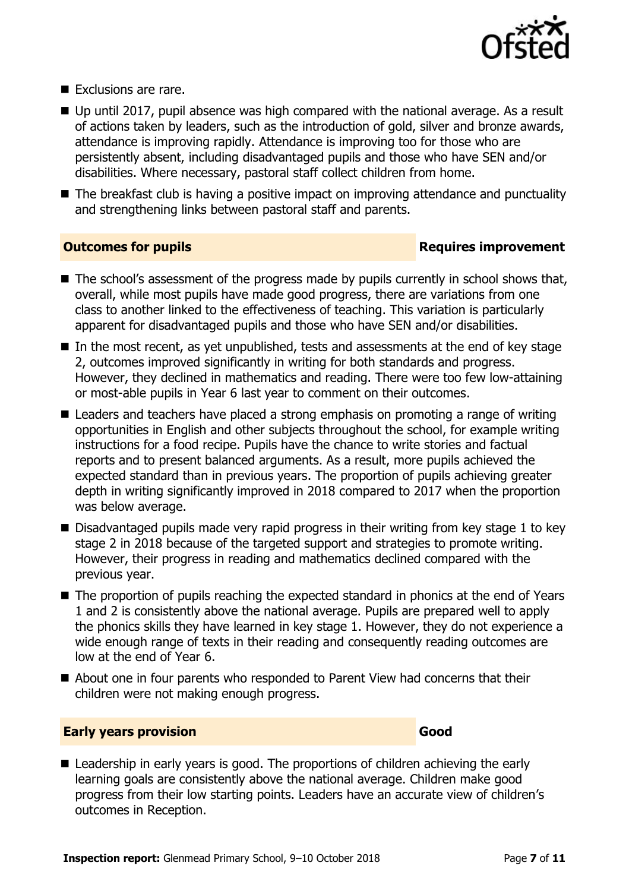- Exclusions are rare.
- Up until 2017, pupil absence was high compared with the national average. As a result of actions taken by leaders, such as the introduction of gold, silver and bronze awards, attendance is improving rapidly. Attendance is improving too for those who are persistently absent, including disadvantaged pupils and those who have SEN and/or disabilities. Where necessary, pastoral staff collect children from home.
- The breakfast club is having a positive impact on improving attendance and punctuality and strengthening links between pastoral staff and parents.

## Outcomes for pupils — Requires improvement

- The school's assessment of the progress made by pupils currently in school shows that, overall, while most pupils have made good progress, there are variations from one class to another linked to the effectiveness of teaching. This variation is particularly apparent for disadvantaged pupils and those who have SEN and/or disabilities.
- In the most recent, as yet unpublished, tests and assessments at the end of key stage 2, outcomes improved significantly in writing for both standards and progress. However, they declined in mathematics and reading. There were too few low-attaining or most-able pupils in Year 6 last year to comment on their outcomes.
- Leaders and teachers have placed a strong emphasis on promoting a range of writing opportunities in English and other subjects throughout the school, for example writing instructions for a food recipe. Pupils have the chance to write stories and factual reports and to present balanced arguments. As a result, more pupils achieved the expected standard than in previous years. The proportion of pupils achieving greater depth in writing significantly improved in 2018 compared to 2017 when the proportion was below average.
- Disadvantaged pupils made very rapid progress in their writing from key stage 1 to key stage 2 in 2018 because of the targeted support and strategies to promote writing. However, their progress in reading and mathematics declined compared with the previous year.
- The proportion of pupils reaching the expected standard in phonics at the end of Years 1 and 2 is consistently above the national average. Pupils are prepared well to apply the phonics skills they have learned in key stage 1. However, they do not experience a wide enough range of texts in their reading and consequently reading outcomes are low at the end of Year 6.
- About one in four parents who responded to Parent View had concerns that their children were not making enough progress.

## Early years provision — Good

- Leadership in early years is good. The proportions of children achieving the early learning goals are consistently above the national average. Children make good progress from their low starting points. Leaders have an accurate view of children's outcomes in Reception.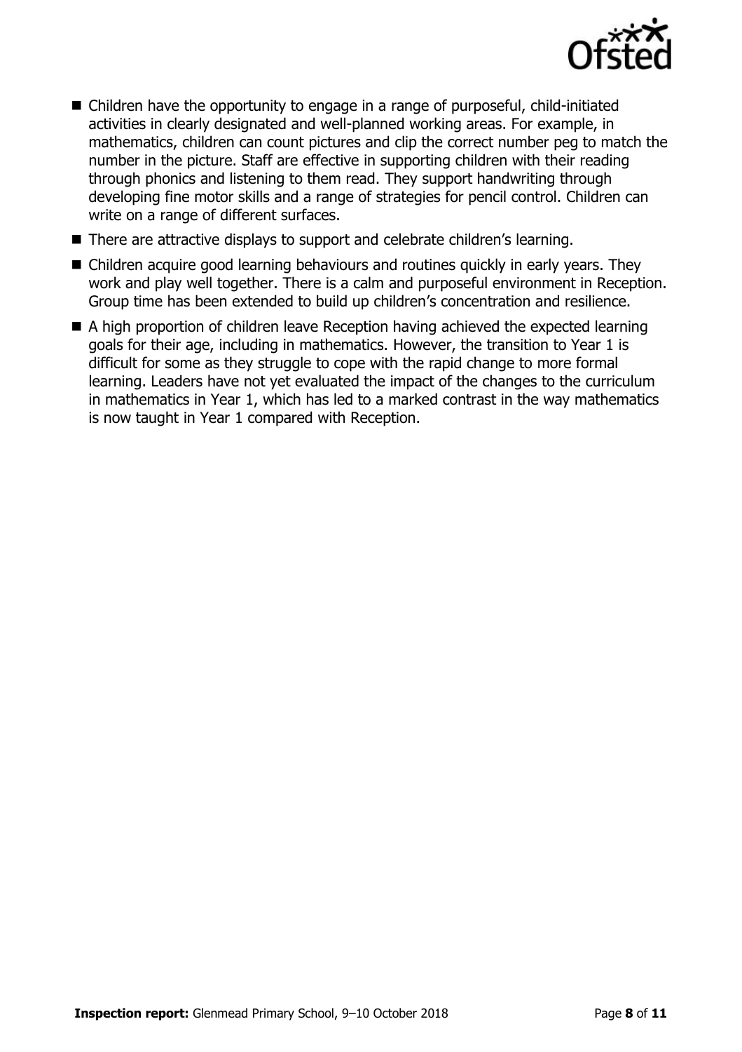- Children have the opportunity to engage in a range of purposeful, child-initiated activities in clearly designated and well-planned working areas. For example, in mathematics, children can count pictures and clip the correct number peg to match the number in the picture. Staff are effective in supporting children with their reading through phonics and listening to them read. They support handwriting through developing fine motor skills and a range of strategies for pencil control. Children can write on a range of different surfaces.
- There are attractive displays to support and celebrate children's learning.
- Children acquire good learning behaviours and routines quickly in early years. They work and play well together. There is a calm and purposeful environment in Reception. Group time has been extended to build up children's concentration and resilience.
- A high proportion of children leave Reception having achieved the expected learning goals for their age, including in mathematics. However, the transition to Year 1 is difficult for some as they struggle to cope with the rapid change to more formal learning. Leaders have not yet evaluated the impact of the changes to the curriculum in mathematics in Year 1, which has led to a marked contrast in the way mathematics is now taught in Year 1 compared with Reception.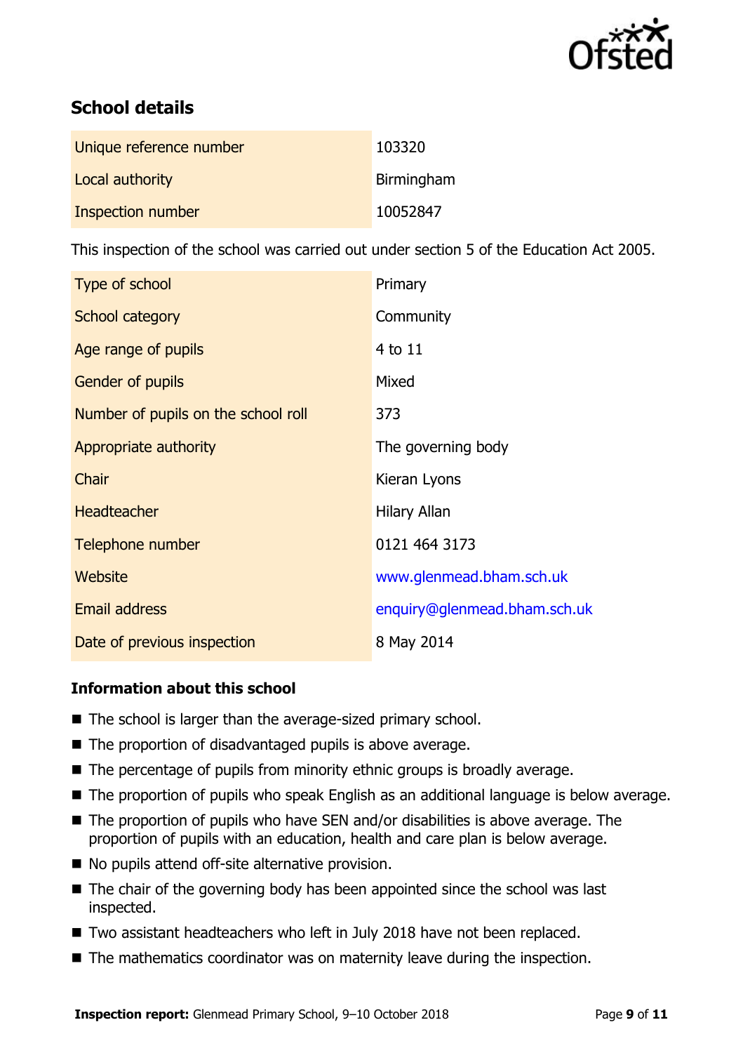## School details

| | |
|---|---|
| Unique reference number | 103320 |
| Local authority | Birmingham |
| Inspection number | 10052847 |

This inspection of the school was carried out under section 5 of the Education Act 2005.

| | |
|---|---|
| Type of school | Primary |
| School category | Community |
| Age range of pupils | 4 to 11 |
| Gender of pupils | Mixed |
| Number of pupils on the school roll | 373 |
| Appropriate authority | The governing body |
| Chair | Kieran Lyons |
| Headteacher | Hilary Allan |
| Telephone number | 0121 464 3173 |
| Website | www.glenmead.bham.sch.uk |
| Email address | enquiry@glenmead.bham.sch.uk |
| Date of previous inspection | 8 May 2014 |

### Information about this school

- The school is larger than the average-sized primary school.
- The proportion of disadvantaged pupils is above average.
- The percentage of pupils from minority ethnic groups is broadly average.
- The proportion of pupils who speak English as an additional language is below average.
- The proportion of pupils who have SEN and/or disabilities is above average. The proportion of pupils with an education, health and care plan is below average.
- No pupils attend off-site alternative provision.
- The chair of the governing body has been appointed since the school was last inspected.
- Two assistant headteachers who left in July 2018 have not been replaced.
- The mathematics coordinator was on maternity leave during the inspection.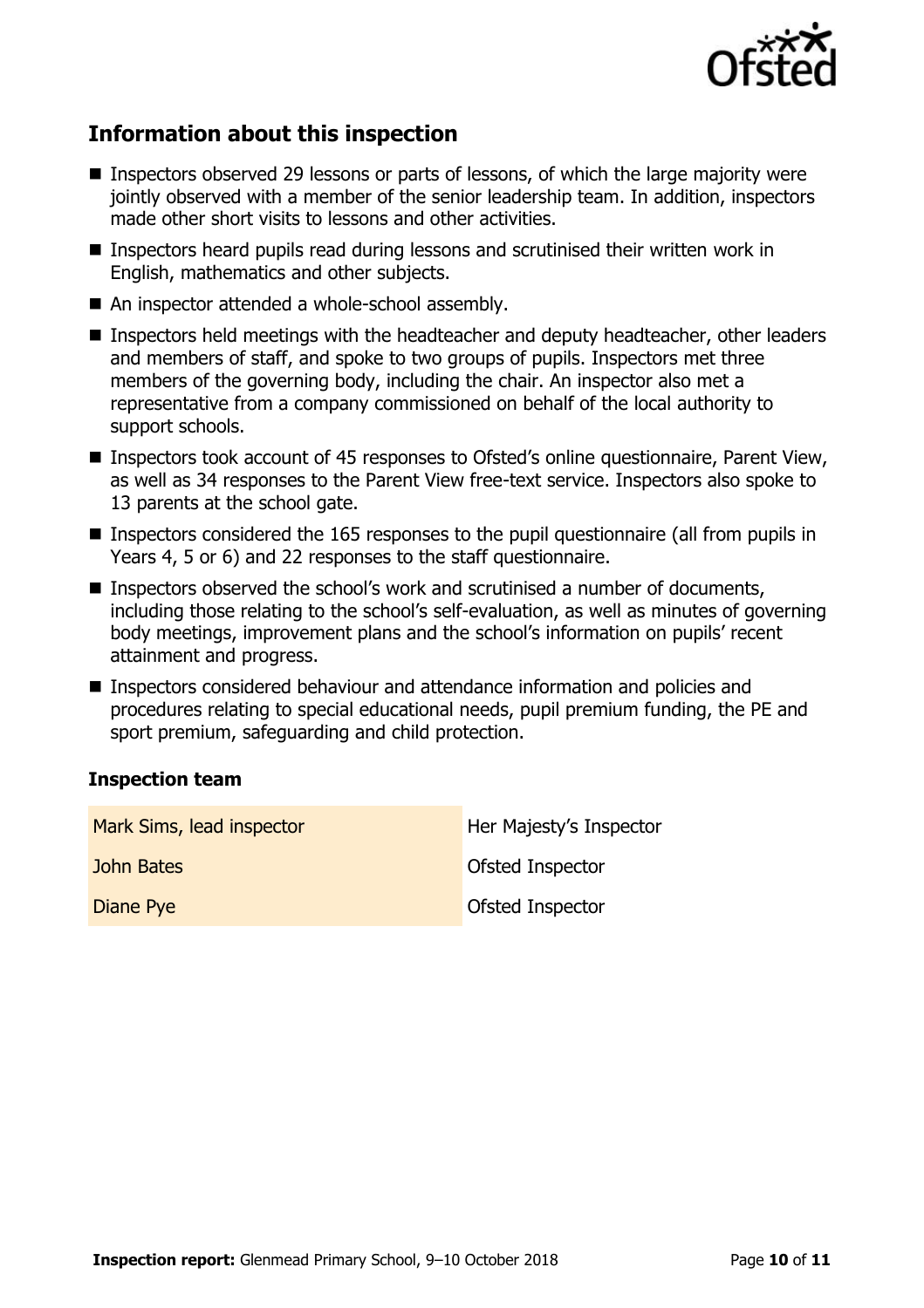## Information about this inspection

- Inspectors observed 29 lessons or parts of lessons, of which the large majority were jointly observed with a member of the senior leadership team. In addition, inspectors made other short visits to lessons and other activities.
- Inspectors heard pupils read during lessons and scrutinised their written work in English, mathematics and other subjects.
- An inspector attended a whole-school assembly.
- Inspectors held meetings with the headteacher and deputy headteacher, other leaders and members of staff, and spoke to two groups of pupils. Inspectors met three members of the governing body, including the chair. An inspector also met a representative from a company commissioned on behalf of the local authority to support schools.
- Inspectors took account of 45 responses to Ofsted's online questionnaire, Parent View, as well as 34 responses to the Parent View free-text service. Inspectors also spoke to 13 parents at the school gate.
- Inspectors considered the 165 responses to the pupil questionnaire (all from pupils in Years 4, 5 or 6) and 22 responses to the staff questionnaire.
- Inspectors observed the school's work and scrutinised a number of documents, including those relating to the school's self-evaluation, as well as minutes of governing body meetings, improvement plans and the school's information on pupils' recent attainment and progress.
- Inspectors considered behaviour and attendance information and policies and procedures relating to special educational needs, pupil premium funding, the PE and sport premium, safeguarding and child protection.

### Inspection team

| | |
|---|---|
| Mark Sims, lead inspector | Her Majesty's Inspector |
| John Bates | Ofsted Inspector |
| Diane Pye | Ofsted Inspector |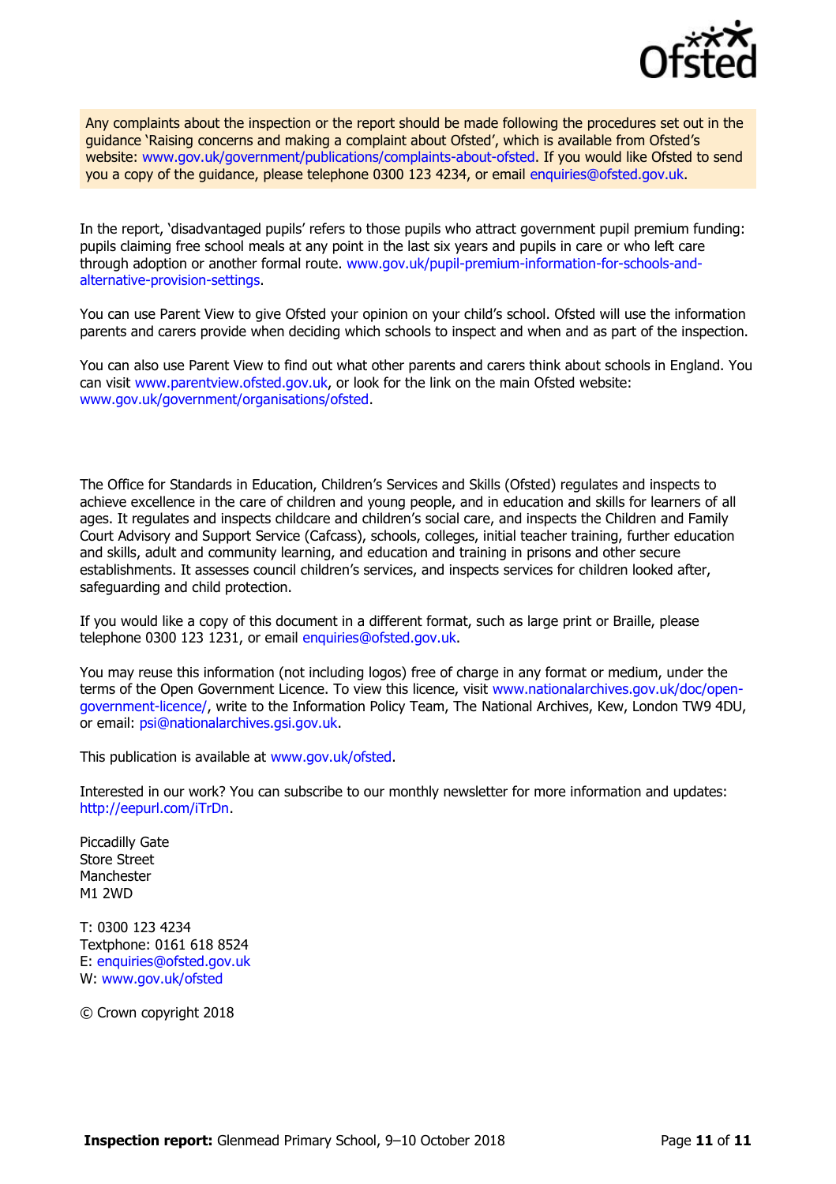Any complaints about the inspection or the report should be made following the procedures set out in the guidance 'Raising concerns and making a complaint about Ofsted', which is available from Ofsted's website: www.gov.uk/government/publications/complaints-about-ofsted. If you would like Ofsted to send you a copy of the guidance, please telephone 0300 123 4234, or email enquiries@ofsted.gov.uk.

In the report, 'disadvantaged pupils' refers to those pupils who attract government pupil premium funding: pupils claiming free school meals at any point in the last six years and pupils in care or who left care through adoption or another formal route. www.gov.uk/pupil-premium-information-for-schools-and-alternative-provision-settings.

You can use Parent View to give Ofsted your opinion on your child's school. Ofsted will use the information parents and carers provide when deciding which schools to inspect and when and as part of the inspection.

You can also use Parent View to find out what other parents and carers think about schools in England. You can visit www.parentview.ofsted.gov.uk, or look for the link on the main Ofsted website: www.gov.uk/government/organisations/ofsted.

The Office for Standards in Education, Children's Services and Skills (Ofsted) regulates and inspects to achieve excellence in the care of children and young people, and in education and skills for learners of all ages. It regulates and inspects childcare and children's social care, and inspects the Children and Family Court Advisory and Support Service (Cafcass), schools, colleges, initial teacher training, further education and skills, adult and community learning, and education and training in prisons and other secure establishments. It assesses council children's services, and inspects services for children looked after, safeguarding and child protection.

If you would like a copy of this document in a different format, such as large print or Braille, please telephone 0300 123 1231, or email enquiries@ofsted.gov.uk.

You may reuse this information (not including logos) free of charge in any format or medium, under the terms of the Open Government Licence. To view this licence, visit www.nationalarchives.gov.uk/doc/open-government-licence/, write to the Information Policy Team, The National Archives, Kew, London TW9 4DU, or email: psi@nationalarchives.gsi.gov.uk.

This publication is available at www.gov.uk/ofsted.

Interested in our work? You can subscribe to our monthly newsletter for more information and updates: http://eepurl.com/iTrDn.

Piccadilly Gate  
Store Street  
Manchester  
M1 2WD

T: 0300 123 4234  
Textphone: 0161 618 8524  
E: enquiries@ofsted.gov.uk  
W: www.gov.uk/ofsted

© Crown copyright 2018